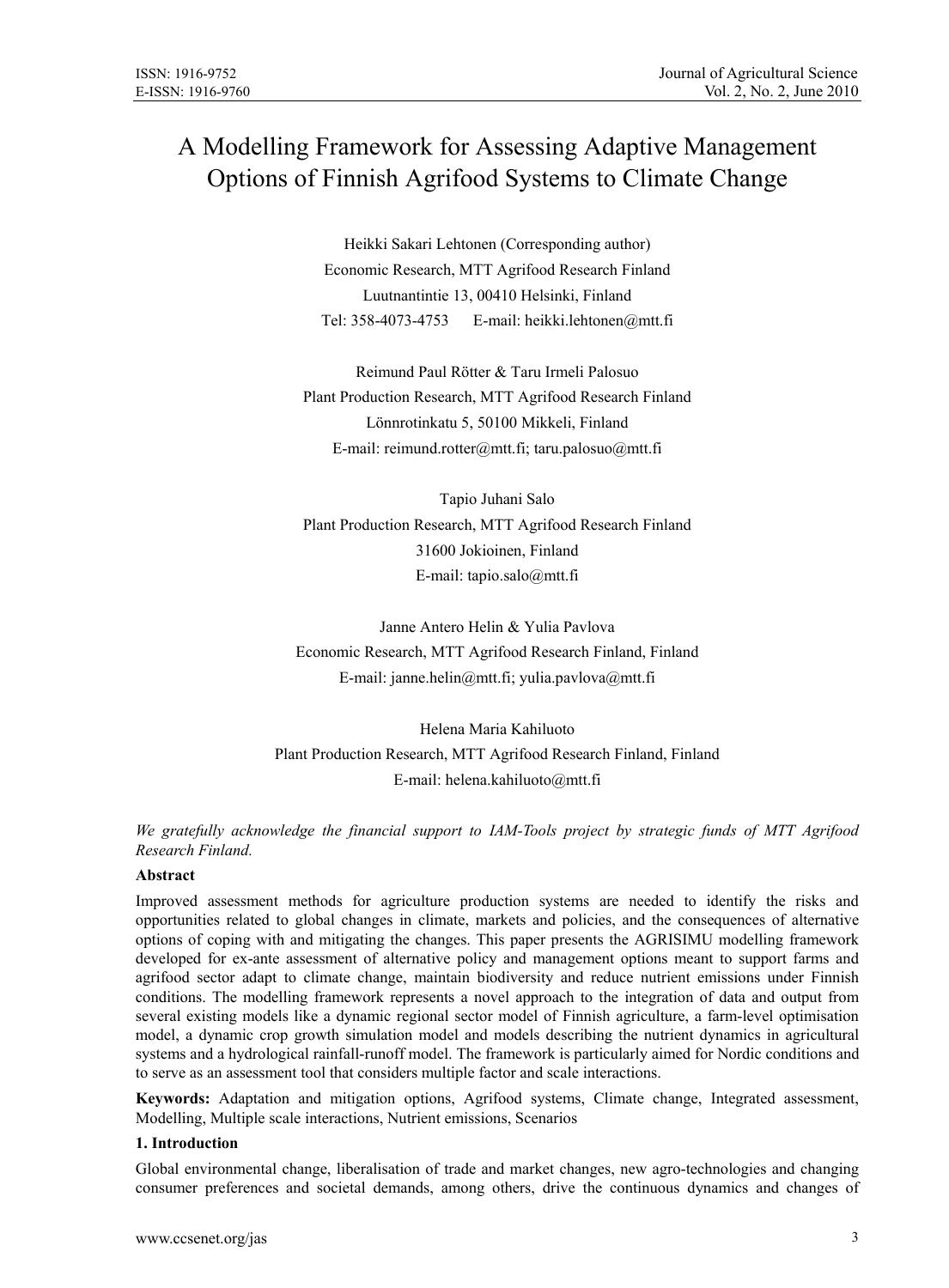# A Modelling Framework for Assessing Adaptive Management Options of Finnish Agrifood Systems to Climate Change

Heikki Sakari Lehtonen (Corresponding author)
Economic Research, MTT Agrifood Research Finland
Luutnantintie 13, 00410 Helsinki, Finland
Tel: 358-4073-4753 E-mail: heikki.lehtonen@mtt.fi

Reimund Paul Rötter & Taru Irmeli Palosuo
Plant Production Research, MTT Agrifood Research Finland
Lönnrotinkatu 5, 50100 Mikkeli, Finland
E-mail: reimund.rotter@mtt.fi; taru.palosuo@mtt.fi

Tapio Juhani Salo
Plant Production Research, MTT Agrifood Research Finland
31600 Jokioinen, Finland
E-mail: tapio.salo@mtt.fi

Janne Antero Helin & Yulia Pavlova
Economic Research, MTT Agrifood Research Finland, Finland
E-mail: janne.helin@mtt.fi; yulia.pavlova@mtt.fi

Helena Maria Kahiluoto
Plant Production Research, MTT Agrifood Research Finland, Finland
E-mail: helena.kahiluoto@mtt.fi

*We gratefully acknowledge the financial support to IAM-Tools project by strategic funds of MTT Agrifood Research Finland.*

**Abstract**

Improved assessment methods for agriculture production systems are needed to identify the risks and opportunities related to global changes in climate, markets and policies, and the consequences of alternative options of coping with and mitigating the changes. This paper presents the AGRISIMU modelling framework developed for ex-ante assessment of alternative policy and management options meant to support farms and agrifood sector adapt to climate change, maintain biodiversity and reduce nutrient emissions under Finnish conditions. The modelling framework represents a novel approach to the integration of data and output from several existing models like a dynamic regional sector model of Finnish agriculture, a farm-level optimisation model, a dynamic crop growth simulation model and models describing the nutrient dynamics in agricultural systems and a hydrological rainfall-runoff model. The framework is particularly aimed for Nordic conditions and to serve as an assessment tool that considers multiple factor and scale interactions.

**Keywords:** Adaptation and mitigation options, Agrifood systems, Climate change, Integrated assessment, Modelling, Multiple scale interactions, Nutrient emissions, Scenarios

## 1. Introduction

Global environmental change, liberalisation of trade and market changes, new agro-technologies and changing consumer preferences and societal demands, among others, drive the continuous dynamics and changes of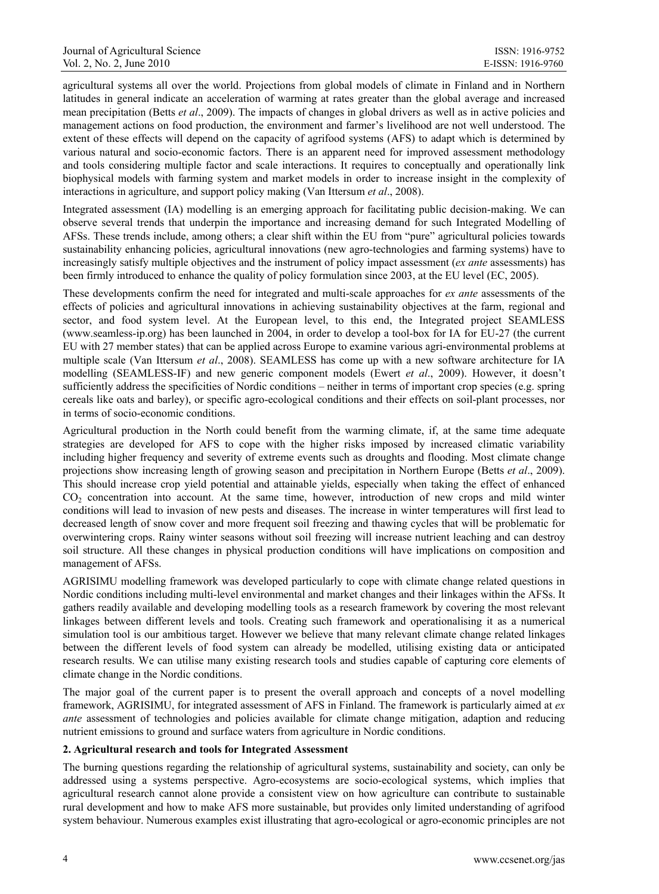agricultural systems all over the world. Projections from global models of climate in Finland and in Northern latitudes in general indicate an acceleration of warming at rates greater than the global average and increased mean precipitation (Betts *et al*., 2009). The impacts of changes in global drivers as well as in active policies and management actions on food production, the environment and farmer's livelihood are not well understood. The extent of these effects will depend on the capacity of agrifood systems (AFS) to adapt which is determined by various natural and socio-economic factors. There is an apparent need for improved assessment methodology and tools considering multiple factor and scale interactions. It requires to conceptually and operationally link biophysical models with farming system and market models in order to increase insight in the complexity of interactions in agriculture, and support policy making (Van Ittersum *et al*., 2008).

Integrated assessment (IA) modelling is an emerging approach for facilitating public decision-making. We can observe several trends that underpin the importance and increasing demand for such Integrated Modelling of AFSs. These trends include, among others; a clear shift within the EU from "pure" agricultural policies towards sustainability enhancing policies, agricultural innovations (new agro-technologies and farming systems) have to increasingly satisfy multiple objectives and the instrument of policy impact assessment (*ex ante* assessments) has been firmly introduced to enhance the quality of policy formulation since 2003, at the EU level (EC, 2005).

These developments confirm the need for integrated and multi-scale approaches for *ex ante* assessments of the effects of policies and agricultural innovations in achieving sustainability objectives at the farm, regional and sector, and food system level. At the European level, to this end, the Integrated project SEAMLESS (www.seamless-ip.org) has been launched in 2004, in order to develop a tool-box for IA for EU-27 (the current EU with 27 member states) that can be applied across Europe to examine various agri-environmental problems at multiple scale (Van Ittersum *et al*., 2008). SEAMLESS has come up with a new software architecture for IA modelling (SEAMLESS-IF) and new generic component models (Ewert *et al*., 2009). However, it doesn't sufficiently address the specificities of Nordic conditions – neither in terms of important crop species (e.g. spring cereals like oats and barley), or specific agro-ecological conditions and their effects on soil-plant processes, nor in terms of socio-economic conditions.

Agricultural production in the North could benefit from the warming climate, if, at the same time adequate strategies are developed for AFS to cope with the higher risks imposed by increased climatic variability including higher frequency and severity of extreme events such as droughts and flooding. Most climate change projections show increasing length of growing season and precipitation in Northern Europe (Betts *et al*., 2009). This should increase crop yield potential and attainable yields, especially when taking the effect of enhanced $CO_2$ concentration into account. At the same time, however, introduction of new crops and mild winter conditions will lead to invasion of new pests and diseases. The increase in winter temperatures will first lead to decreased length of snow cover and more frequent soil freezing and thawing cycles that will be problematic for overwintering crops. Rainy winter seasons without soil freezing will increase nutrient leaching and can destroy soil structure. All these changes in physical production conditions will have implications on composition and management of AFSs.

AGRISIMU modelling framework was developed particularly to cope with climate change related questions in Nordic conditions including multi-level environmental and market changes and their linkages within the AFSs. It gathers readily available and developing modelling tools as a research framework by covering the most relevant linkages between different levels and tools. Creating such framework and operationalising it as a numerical simulation tool is our ambitious target. However we believe that many relevant climate change related linkages between the different levels of food system can already be modelled, utilising existing data or anticipated research results. We can utilise many existing research tools and studies capable of capturing core elements of climate change in the Nordic conditions.

The major goal of the current paper is to present the overall approach and concepts of a novel modelling framework, AGRISIMU, for integrated assessment of AFS in Finland. The framework is particularly aimed at *ex ante* assessment of technologies and policies available for climate change mitigation, adaption and reducing nutrient emissions to ground and surface waters from agriculture in Nordic conditions.

## 2. Agricultural research and tools for Integrated Assessment

The burning questions regarding the relationship of agricultural systems, sustainability and society, can only be addressed using a systems perspective. Agro-ecosystems are socio-ecological systems, which implies that agricultural research cannot alone provide a consistent view on how agriculture can contribute to sustainable rural development and how to make AFS more sustainable, but provides only limited understanding of agrifood system behaviour. Numerous examples exist illustrating that agro-ecological or agro-economic principles are not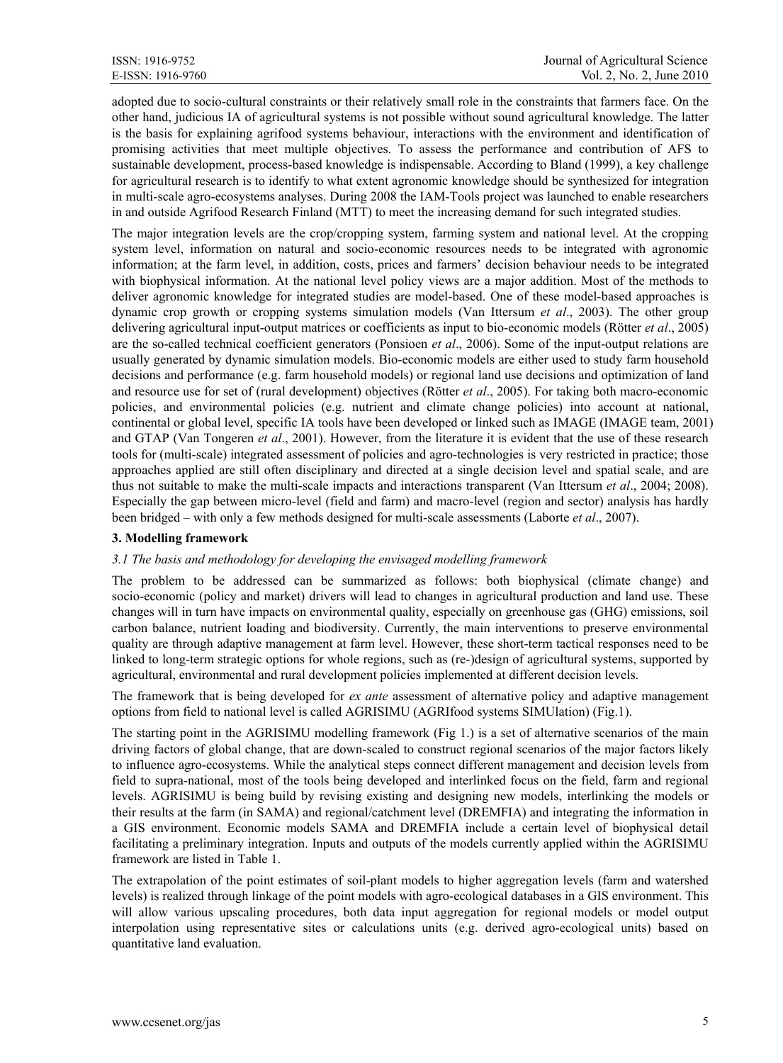adopted due to socio-cultural constraints or their relatively small role in the constraints that farmers face. On the other hand, judicious IA of agricultural systems is not possible without sound agricultural knowledge. The latter is the basis for explaining agrifood systems behaviour, interactions with the environment and identification of promising activities that meet multiple objectives. To assess the performance and contribution of AFS to sustainable development, process-based knowledge is indispensable. According to Bland (1999), a key challenge for agricultural research is to identify to what extent agronomic knowledge should be synthesized for integration in multi-scale agro-ecosystems analyses. During 2008 the IAM-Tools project was launched to enable researchers in and outside Agrifood Research Finland (MTT) to meet the increasing demand for such integrated studies.

The major integration levels are the crop/cropping system, farming system and national level. At the cropping system level, information on natural and socio-economic resources needs to be integrated with agronomic information; at the farm level, in addition, costs, prices and farmers' decision behaviour needs to be integrated with biophysical information. At the national level policy views are a major addition. Most of the methods to deliver agronomic knowledge for integrated studies are model-based. One of these model-based approaches is dynamic crop growth or cropping systems simulation models (Van Ittersum *et al*., 2003). The other group delivering agricultural input-output matrices or coefficients as input to bio-economic models (Rötter *et al*., 2005) are the so-called technical coefficient generators (Ponsioen *et al*., 2006). Some of the input-output relations are usually generated by dynamic simulation models. Bio-economic models are either used to study farm household decisions and performance (e.g. farm household models) or regional land use decisions and optimization of land and resource use for set of (rural development) objectives (Rötter *et al*., 2005). For taking both macro-economic policies, and environmental policies (e.g. nutrient and climate change policies) into account at national, continental or global level, specific IA tools have been developed or linked such as IMAGE (IMAGE team, 2001) and GTAP (Van Tongeren *et al*., 2001). However, from the literature it is evident that the use of these research tools for (multi-scale) integrated assessment of policies and agro-technologies is very restricted in practice; those approaches applied are still often disciplinary and directed at a single decision level and spatial scale, and are thus not suitable to make the multi-scale impacts and interactions transparent (Van Ittersum *et al*., 2004; 2008). Especially the gap between micro-level (field and farm) and macro-level (region and sector) analysis has hardly been bridged – with only a few methods designed for multi-scale assessments (Laborte *et al*., 2007).

## 3. Modelling framework

### *3.1 The basis and methodology for developing the envisaged modelling framework*

The problem to be addressed can be summarized as follows: both biophysical (climate change) and socio-economic (policy and market) drivers will lead to changes in agricultural production and land use. These changes will in turn have impacts on environmental quality, especially on greenhouse gas (GHG) emissions, soil carbon balance, nutrient loading and biodiversity. Currently, the main interventions to preserve environmental quality are through adaptive management at farm level. However, these short-term tactical responses need to be linked to long-term strategic options for whole regions, such as (re-)design of agricultural systems, supported by agricultural, environmental and rural development policies implemented at different decision levels.

The framework that is being developed for *ex ante* assessment of alternative policy and adaptive management options from field to national level is called AGRISIMU (AGRIfood systems SIMUlation) (Fig.1).

The starting point in the AGRISIMU modelling framework (Fig 1.) is a set of alternative scenarios of the main driving factors of global change, that are down-scaled to construct regional scenarios of the major factors likely to influence agro-ecosystems. While the analytical steps connect different management and decision levels from field to supra-national, most of the tools being developed and interlinked focus on the field, farm and regional levels. AGRISIMU is being build by revising existing and designing new models, interlinking the models or their results at the farm (in SAMA) and regional/catchment level (DREMFIA) and integrating the information in a GIS environment. Economic models SAMA and DREMFIA include a certain level of biophysical detail facilitating a preliminary integration. Inputs and outputs of the models currently applied within the AGRISIMU framework are listed in Table 1.

The extrapolation of the point estimates of soil-plant models to higher aggregation levels (farm and watershed levels) is realized through linkage of the point models with agro-ecological databases in a GIS environment. This will allow various upscaling procedures, both data input aggregation for regional models or model output interpolation using representative sites or calculations units (e.g. derived agro-ecological units) based on quantitative land evaluation.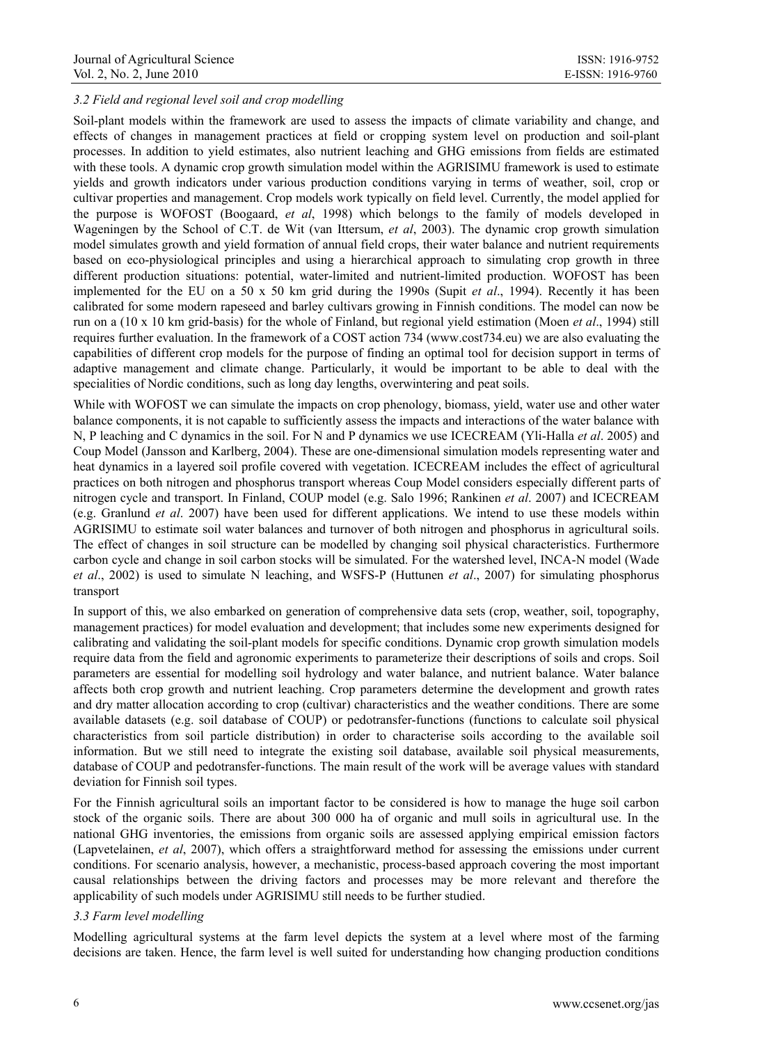### *3.2 Field and regional level soil and crop modelling*

Soil-plant models within the framework are used to assess the impacts of climate variability and change, and effects of changes in management practices at field or cropping system level on production and soil-plant processes. In addition to yield estimates, also nutrient leaching and GHG emissions from fields are estimated with these tools. A dynamic crop growth simulation model within the AGRISIMU framework is used to estimate yields and growth indicators under various production conditions varying in terms of weather, soil, crop or cultivar properties and management. Crop models work typically on field level. Currently, the model applied for the purpose is WOFOST (Boogaard, *et al*, 1998) which belongs to the family of models developed in Wageningen by the School of C.T. de Wit (van Ittersum, *et al*, 2003). The dynamic crop growth simulation model simulates growth and yield formation of annual field crops, their water balance and nutrient requirements based on eco-physiological principles and using a hierarchical approach to simulating crop growth in three different production situations: potential, water-limited and nutrient-limited production. WOFOST has been implemented for the EU on a 50 x 50 km grid during the 1990s (Supit *et al*., 1994). Recently it has been calibrated for some modern rapeseed and barley cultivars growing in Finnish conditions. The model can now be run on a (10 x 10 km grid-basis) for the whole of Finland, but regional yield estimation (Moen *et al*., 1994) still requires further evaluation. In the framework of a COST action 734 (www.cost734.eu) we are also evaluating the capabilities of different crop models for the purpose of finding an optimal tool for decision support in terms of adaptive management and climate change. Particularly, it would be important to be able to deal with the specialities of Nordic conditions, such as long day lengths, overwintering and peat soils.

While with WOFOST we can simulate the impacts on crop phenology, biomass, yield, water use and other water balance components, it is not capable to sufficiently assess the impacts and interactions of the water balance with N, P leaching and C dynamics in the soil. For N and P dynamics we use ICECREAM (Yli-Halla *et al*. 2005) and Coup Model (Jansson and Karlberg, 2004). These are one-dimensional simulation models representing water and heat dynamics in a layered soil profile covered with vegetation. ICECREAM includes the effect of agricultural practices on both nitrogen and phosphorus transport whereas Coup Model considers especially different parts of nitrogen cycle and transport. In Finland, COUP model (e.g. Salo 1996; Rankinen *et al*. 2007) and ICECREAM (e.g. Granlund *et al*. 2007) have been used for different applications. We intend to use these models within AGRISIMU to estimate soil water balances and turnover of both nitrogen and phosphorus in agricultural soils. The effect of changes in soil structure can be modelled by changing soil physical characteristics. Furthermore carbon cycle and change in soil carbon stocks will be simulated. For the watershed level, INCA-N model (Wade *et al*., 2002) is used to simulate N leaching, and WSFS-P (Huttunen *et al*., 2007) for simulating phosphorus transport

In support of this, we also embarked on generation of comprehensive data sets (crop, weather, soil, topography, management practices) for model evaluation and development; that includes some new experiments designed for calibrating and validating the soil-plant models for specific conditions. Dynamic crop growth simulation models require data from the field and agronomic experiments to parameterize their descriptions of soils and crops. Soil parameters are essential for modelling soil hydrology and water balance, and nutrient balance. Water balance affects both crop growth and nutrient leaching. Crop parameters determine the development and growth rates and dry matter allocation according to crop (cultivar) characteristics and the weather conditions. There are some available datasets (e.g. soil database of COUP) or pedotransfer-functions (functions to calculate soil physical characteristics from soil particle distribution) in order to characterise soils according to the available soil information. But we still need to integrate the existing soil database, available soil physical measurements, database of COUP and pedotransfer-functions. The main result of the work will be average values with standard deviation for Finnish soil types.

For the Finnish agricultural soils an important factor to be considered is how to manage the huge soil carbon stock of the organic soils. There are about 300 000 ha of organic and mull soils in agricultural use. In the national GHG inventories, the emissions from organic soils are assessed applying empirical emission factors (Lapvetelainen, *et al*, 2007), which offers a straightforward method for assessing the emissions under current conditions. For scenario analysis, however, a mechanistic, process-based approach covering the most important causal relationships between the driving factors and processes may be more relevant and therefore the applicability of such models under AGRISIMU still needs to be further studied.

### *3.3 Farm level modelling*

Modelling agricultural systems at the farm level depicts the system at a level where most of the farming decisions are taken. Hence, the farm level is well suited for understanding how changing production conditions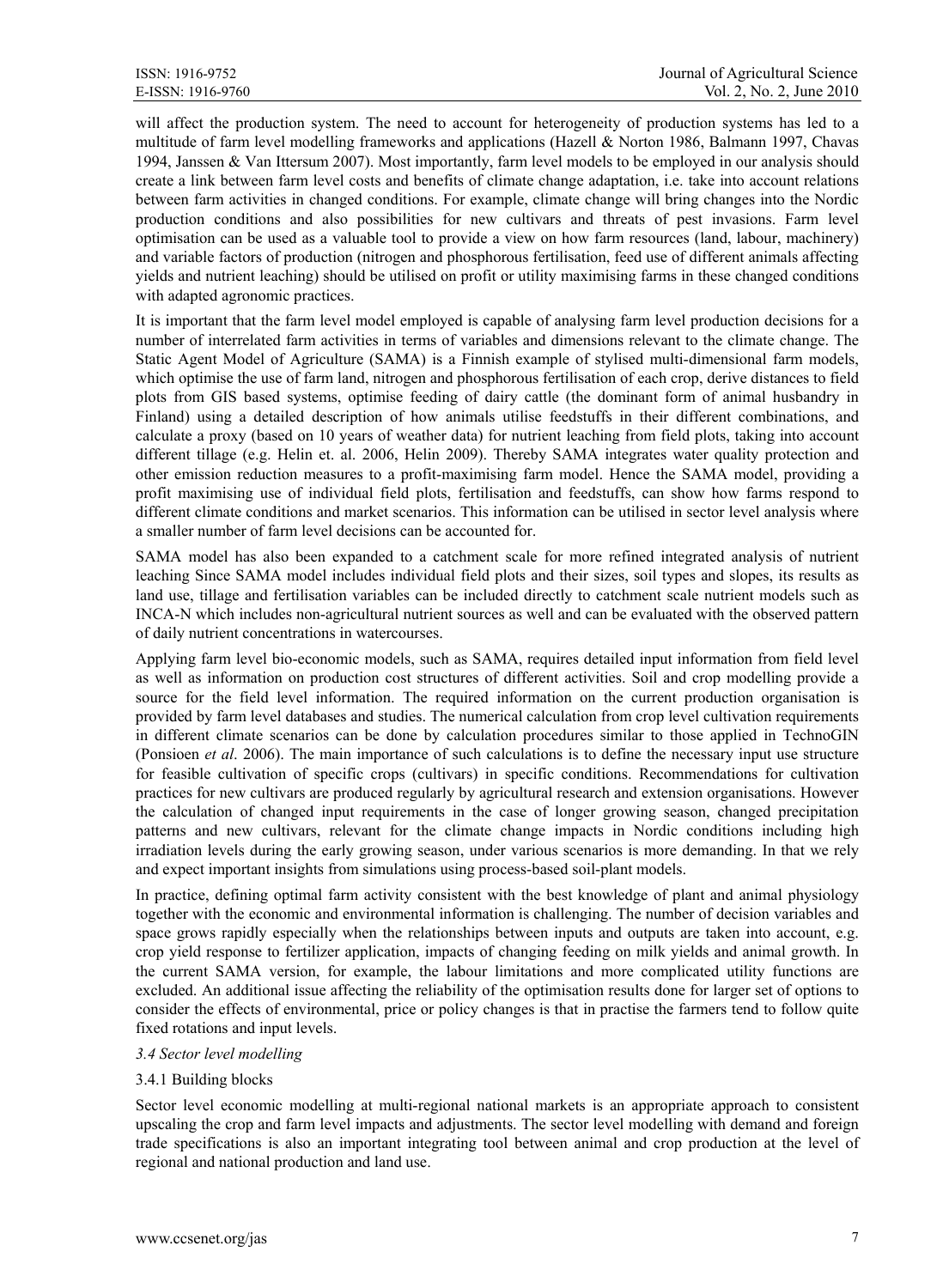will affect the production system. The need to account for heterogeneity of production systems has led to a multitude of farm level modelling frameworks and applications (Hazell & Norton 1986, Balmann 1997, Chavas 1994, Janssen & Van Ittersum 2007). Most importantly, farm level models to be employed in our analysis should create a link between farm level costs and benefits of climate change adaptation, i.e. take into account relations between farm activities in changed conditions. For example, climate change will bring changes into the Nordic production conditions and also possibilities for new cultivars and threats of pest invasions. Farm level optimisation can be used as a valuable tool to provide a view on how farm resources (land, labour, machinery) and variable factors of production (nitrogen and phosphorous fertilisation, feed use of different animals affecting yields and nutrient leaching) should be utilised on profit or utility maximising farms in these changed conditions with adapted agronomic practices.

It is important that the farm level model employed is capable of analysing farm level production decisions for a number of interrelated farm activities in terms of variables and dimensions relevant to the climate change. The Static Agent Model of Agriculture (SAMA) is a Finnish example of stylised multi-dimensional farm models, which optimise the use of farm land, nitrogen and phosphorous fertilisation of each crop, derive distances to field plots from GIS based systems, optimise feeding of dairy cattle (the dominant form of animal husbandry in Finland) using a detailed description of how animals utilise feedstuffs in their different combinations, and calculate a proxy (based on 10 years of weather data) for nutrient leaching from field plots, taking into account different tillage (e.g. Helin et. al. 2006, Helin 2009). Thereby SAMA integrates water quality protection and other emission reduction measures to a profit-maximising farm model. Hence the SAMA model, providing a profit maximising use of individual field plots, fertilisation and feedstuffs, can show how farms respond to different climate conditions and market scenarios. This information can be utilised in sector level analysis where a smaller number of farm level decisions can be accounted for.

SAMA model has also been expanded to a catchment scale for more refined integrated analysis of nutrient leaching Since SAMA model includes individual field plots and their sizes, soil types and slopes, its results as land use, tillage and fertilisation variables can be included directly to catchment scale nutrient models such as INCA-N which includes non-agricultural nutrient sources as well and can be evaluated with the observed pattern of daily nutrient concentrations in watercourses.

Applying farm level bio-economic models, such as SAMA, requires detailed input information from field level as well as information on production cost structures of different activities. Soil and crop modelling provide a source for the field level information. The required information on the current production organisation is provided by farm level databases and studies. The numerical calculation from crop level cultivation requirements in different climate scenarios can be done by calculation procedures similar to those applied in TechnoGIN (Ponsioen *et al*. 2006). The main importance of such calculations is to define the necessary input use structure for feasible cultivation of specific crops (cultivars) in specific conditions. Recommendations for cultivation practices for new cultivars are produced regularly by agricultural research and extension organisations. However the calculation of changed input requirements in the case of longer growing season, changed precipitation patterns and new cultivars, relevant for the climate change impacts in Nordic conditions including high irradiation levels during the early growing season, under various scenarios is more demanding. In that we rely and expect important insights from simulations using process-based soil-plant models.

In practice, defining optimal farm activity consistent with the best knowledge of plant and animal physiology together with the economic and environmental information is challenging. The number of decision variables and space grows rapidly especially when the relationships between inputs and outputs are taken into account, e.g. crop yield response to fertilizer application, impacts of changing feeding on milk yields and animal growth. In the current SAMA version, for example, the labour limitations and more complicated utility functions are excluded. An additional issue affecting the reliability of the optimisation results done for larger set of options to consider the effects of environmental, price or policy changes is that in practise the farmers tend to follow quite fixed rotations and input levels.

### *3.4 Sector level modelling*

#### 3.4.1 Building blocks

Sector level economic modelling at multi-regional national markets is an appropriate approach to consistent upscaling the crop and farm level impacts and adjustments. The sector level modelling with demand and foreign trade specifications is also an important integrating tool between animal and crop production at the level of regional and national production and land use.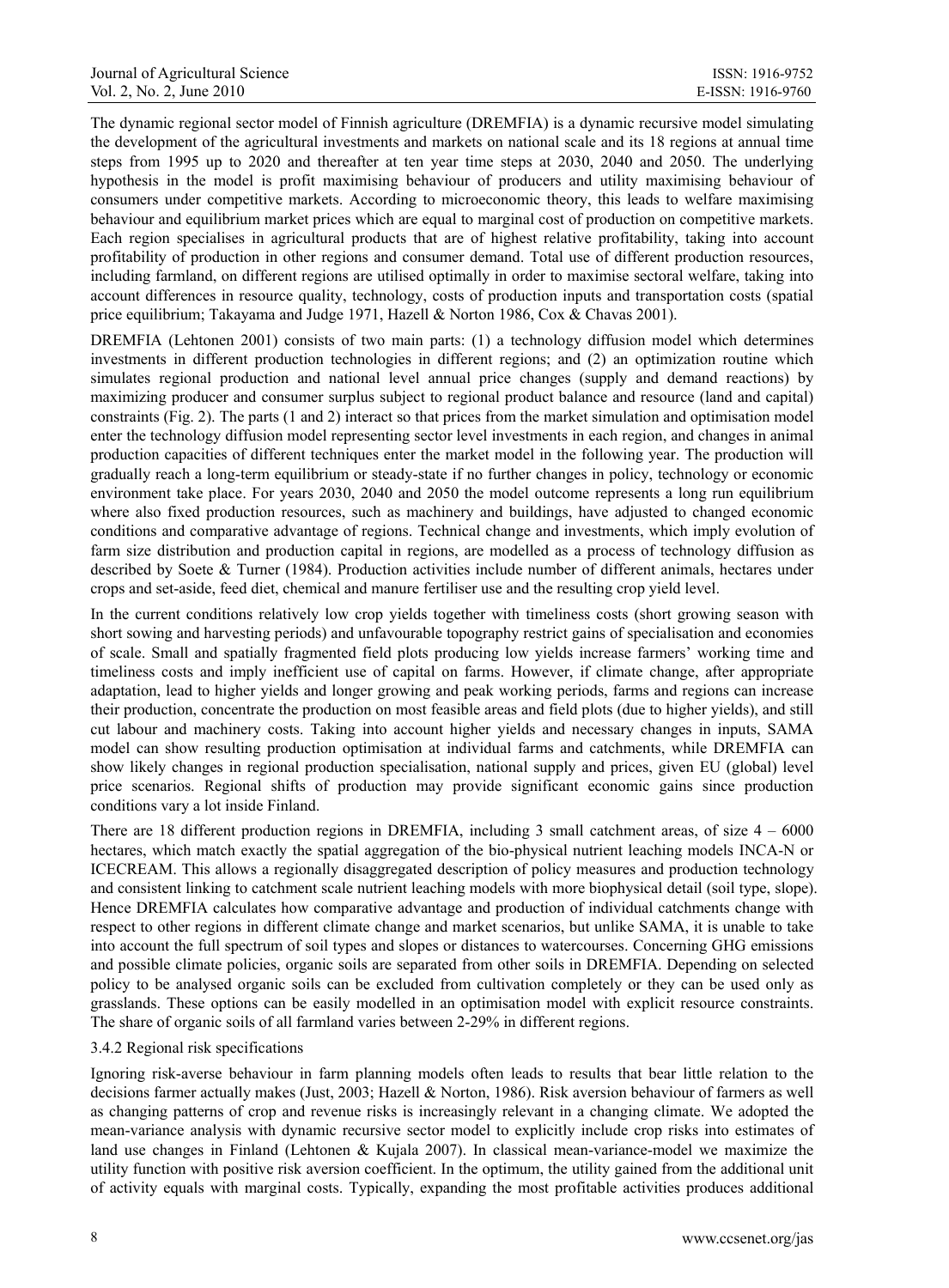The dynamic regional sector model of Finnish agriculture (DREMFIA) is a dynamic recursive model simulating the development of the agricultural investments and markets on national scale and its 18 regions at annual time steps from 1995 up to 2020 and thereafter at ten year time steps at 2030, 2040 and 2050. The underlying hypothesis in the model is profit maximising behaviour of producers and utility maximising behaviour of consumers under competitive markets. According to microeconomic theory, this leads to welfare maximising behaviour and equilibrium market prices which are equal to marginal cost of production on competitive markets. Each region specialises in agricultural products that are of highest relative profitability, taking into account profitability of production in other regions and consumer demand. Total use of different production resources, including farmland, on different regions are utilised optimally in order to maximise sectoral welfare, taking into account differences in resource quality, technology, costs of production inputs and transportation costs (spatial price equilibrium; Takayama and Judge 1971, Hazell & Norton 1986, Cox & Chavas 2001).

DREMFIA (Lehtonen 2001) consists of two main parts: (1) a technology diffusion model which determines investments in different production technologies in different regions; and (2) an optimization routine which simulates regional production and national level annual price changes (supply and demand reactions) by maximizing producer and consumer surplus subject to regional product balance and resource (land and capital) constraints (Fig. 2). The parts (1 and 2) interact so that prices from the market simulation and optimisation model enter the technology diffusion model representing sector level investments in each region, and changes in animal production capacities of different techniques enter the market model in the following year. The production will gradually reach a long-term equilibrium or steady-state if no further changes in policy, technology or economic environment take place. For years 2030, 2040 and 2050 the model outcome represents a long run equilibrium where also fixed production resources, such as machinery and buildings, have adjusted to changed economic conditions and comparative advantage of regions. Technical change and investments, which imply evolution of farm size distribution and production capital in regions, are modelled as a process of technology diffusion as described by Soete & Turner (1984). Production activities include number of different animals, hectares under crops and set-aside, feed diet, chemical and manure fertiliser use and the resulting crop yield level.

In the current conditions relatively low crop yields together with timeliness costs (short growing season with short sowing and harvesting periods) and unfavourable topography restrict gains of specialisation and economies of scale. Small and spatially fragmented field plots producing low yields increase farmers' working time and timeliness costs and imply inefficient use of capital on farms. However, if climate change, after appropriate adaptation, lead to higher yields and longer growing and peak working periods, farms and regions can increase their production, concentrate the production on most feasible areas and field plots (due to higher yields), and still cut labour and machinery costs. Taking into account higher yields and necessary changes in inputs, SAMA model can show resulting production optimisation at individual farms and catchments, while DREMFIA can show likely changes in regional production specialisation, national supply and prices, given EU (global) level price scenarios. Regional shifts of production may provide significant economic gains since production conditions vary a lot inside Finland.

There are 18 different production regions in DREMFIA, including 3 small catchment areas, of size 4 – 6000 hectares, which match exactly the spatial aggregation of the bio-physical nutrient leaching models INCA-N or ICECREAM. This allows a regionally disaggregated description of policy measures and production technology and consistent linking to catchment scale nutrient leaching models with more biophysical detail (soil type, slope). Hence DREMFIA calculates how comparative advantage and production of individual catchments change with respect to other regions in different climate change and market scenarios, but unlike SAMA, it is unable to take into account the full spectrum of soil types and slopes or distances to watercourses. Concerning GHG emissions and possible climate policies, organic soils are separated from other soils in DREMFIA. Depending on selected policy to be analysed organic soils can be excluded from cultivation completely or they can be used only as grasslands. These options can be easily modelled in an optimisation model with explicit resource constraints. The share of organic soils of all farmland varies between 2-29% in different regions.

#### 3.4.2 Regional risk specifications

Ignoring risk-averse behaviour in farm planning models often leads to results that bear little relation to the decisions farmer actually makes (Just, 2003; Hazell & Norton, 1986). Risk aversion behaviour of farmers as well as changing patterns of crop and revenue risks is increasingly relevant in a changing climate. We adopted the mean-variance analysis with dynamic recursive sector model to explicitly include crop risks into estimates of land use changes in Finland (Lehtonen & Kujala 2007). In classical mean-variance-model we maximize the utility function with positive risk aversion coefficient. In the optimum, the utility gained from the additional unit of activity equals with marginal costs. Typically, expanding the most profitable activities produces additional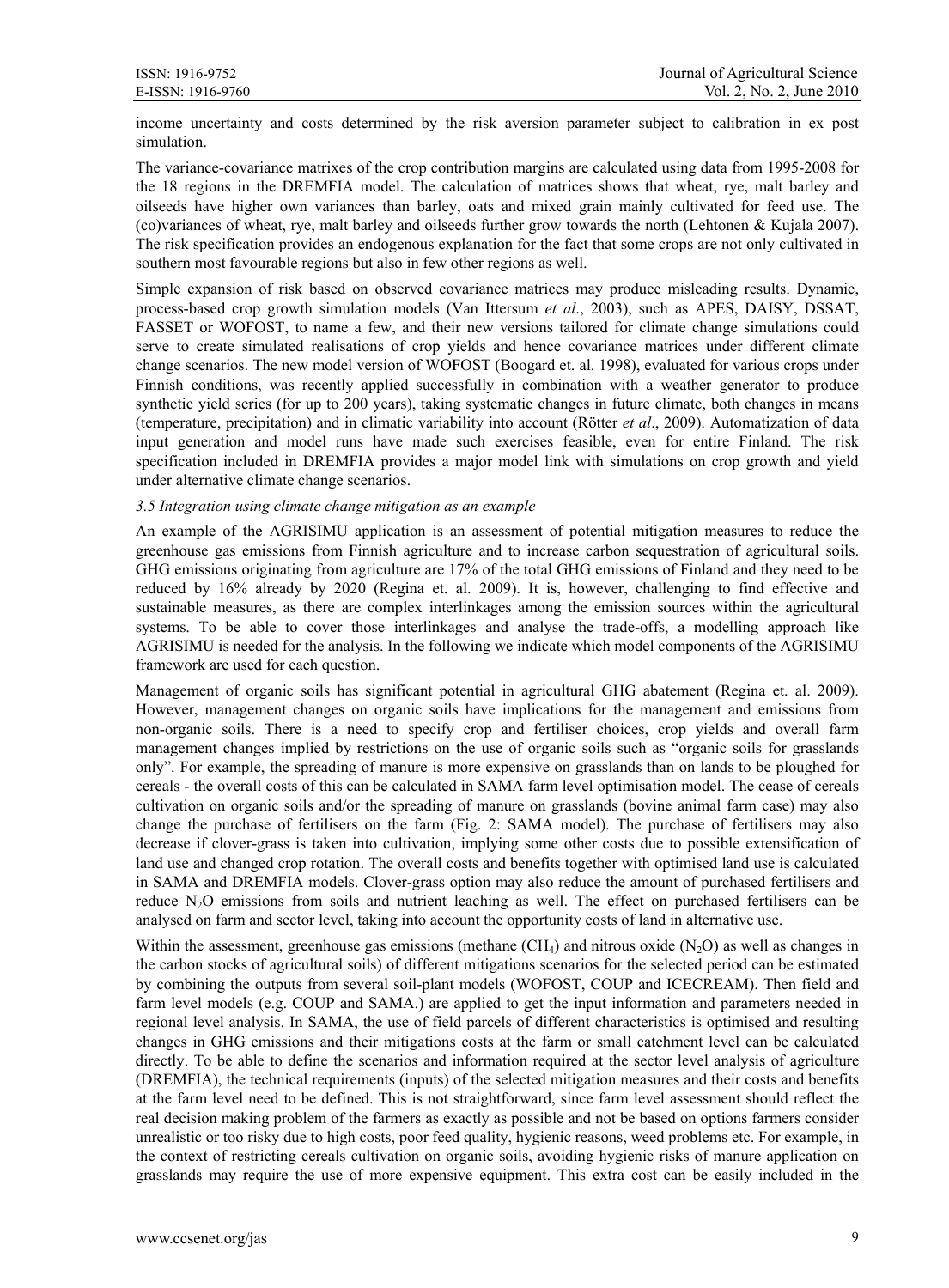income uncertainty and costs determined by the risk aversion parameter subject to calibration in ex post simulation.

The variance-covariance matrixes of the crop contribution margins are calculated using data from 1995-2008 for the 18 regions in the DREMFIA model. The calculation of matrices shows that wheat, rye, malt barley and oilseeds have higher own variances than barley, oats and mixed grain mainly cultivated for feed use. The (co)variances of wheat, rye, malt barley and oilseeds further grow towards the north (Lehtonen & Kujala 2007). The risk specification provides an endogenous explanation for the fact that some crops are not only cultivated in southern most favourable regions but also in few other regions as well.

Simple expansion of risk based on observed covariance matrices may produce misleading results. Dynamic, process-based crop growth simulation models (Van Ittersum *et al*., 2003), such as APES, DAISY, DSSAT, FASSET or WOFOST, to name a few, and their new versions tailored for climate change simulations could serve to create simulated realisations of crop yields and hence covariance matrices under different climate change scenarios. The new model version of WOFOST (Boogard et. al. 1998), evaluated for various crops under Finnish conditions, was recently applied successfully in combination with a weather generator to produce synthetic yield series (for up to 200 years), taking systematic changes in future climate, both changes in means (temperature, precipitation) and in climatic variability into account (Rötter *et al*., 2009). Automatization of data input generation and model runs have made such exercises feasible, even for entire Finland. The risk specification included in DREMFIA provides a major model link with simulations on crop growth and yield under alternative climate change scenarios.

### *3.5 Integration using climate change mitigation as an example*

An example of the AGRISIMU application is an assessment of potential mitigation measures to reduce the greenhouse gas emissions from Finnish agriculture and to increase carbon sequestration of agricultural soils. GHG emissions originating from agriculture are 17% of the total GHG emissions of Finland and they need to be reduced by 16% already by 2020 (Regina et. al. 2009). It is, however, challenging to find effective and sustainable measures, as there are complex interlinkages among the emission sources within the agricultural systems. To be able to cover those interlinkages and analyse the trade-offs, a modelling approach like AGRISIMU is needed for the analysis. In the following we indicate which model components of the AGRISIMU framework are used for each question.

Management of organic soils has significant potential in agricultural GHG abatement (Regina et. al. 2009). However, management changes on organic soils have implications for the management and emissions from non-organic soils. There is a need to specify crop and fertiliser choices, crop yields and overall farm management changes implied by restrictions on the use of organic soils such as "organic soils for grasslands only". For example, the spreading of manure is more expensive on grasslands than on lands to be ploughed for cereals - the overall costs of this can be calculated in SAMA farm level optimisation model. The cease of cereals cultivation on organic soils and/or the spreading of manure on grasslands (bovine animal farm case) may also change the purchase of fertilisers on the farm (Fig. 2: SAMA model). The purchase of fertilisers may also decrease if clover-grass is taken into cultivation, implying some other costs due to possible extensification of land use and changed crop rotation. The overall costs and benefits together with optimised land use is calculated in SAMA and DREMFIA models. Clover-grass option may also reduce the amount of purchased fertilisers and reduce $N_2O$ emissions from soils and nutrient leaching as well. The effect on purchased fertilisers can be analysed on farm and sector level, taking into account the opportunity costs of land in alternative use.

Within the assessment, greenhouse gas emissions (methane ($CH_4$) and nitrous oxide ($N_2O$) as well as changes in the carbon stocks of agricultural soils) of different mitigations scenarios for the selected period can be estimated by combining the outputs from several soil-plant models (WOFOST, COUP and ICECREAM). Then field and farm level models (e.g. COUP and SAMA.) are applied to get the input information and parameters needed in regional level analysis. In SAMA, the use of field parcels of different characteristics is optimised and resulting changes in GHG emissions and their mitigations costs at the farm or small catchment level can be calculated directly. To be able to define the scenarios and information required at the sector level analysis of agriculture (DREMFIA), the technical requirements (inputs) of the selected mitigation measures and their costs and benefits at the farm level need to be defined. This is not straightforward, since farm level assessment should reflect the real decision making problem of the farmers as exactly as possible and not be based on options farmers consider unrealistic or too risky due to high costs, poor feed quality, hygienic reasons, weed problems etc. For example, in the context of restricting cereals cultivation on organic soils, avoiding hygienic risks of manure application on grasslands may require the use of more expensive equipment. This extra cost can be easily included in the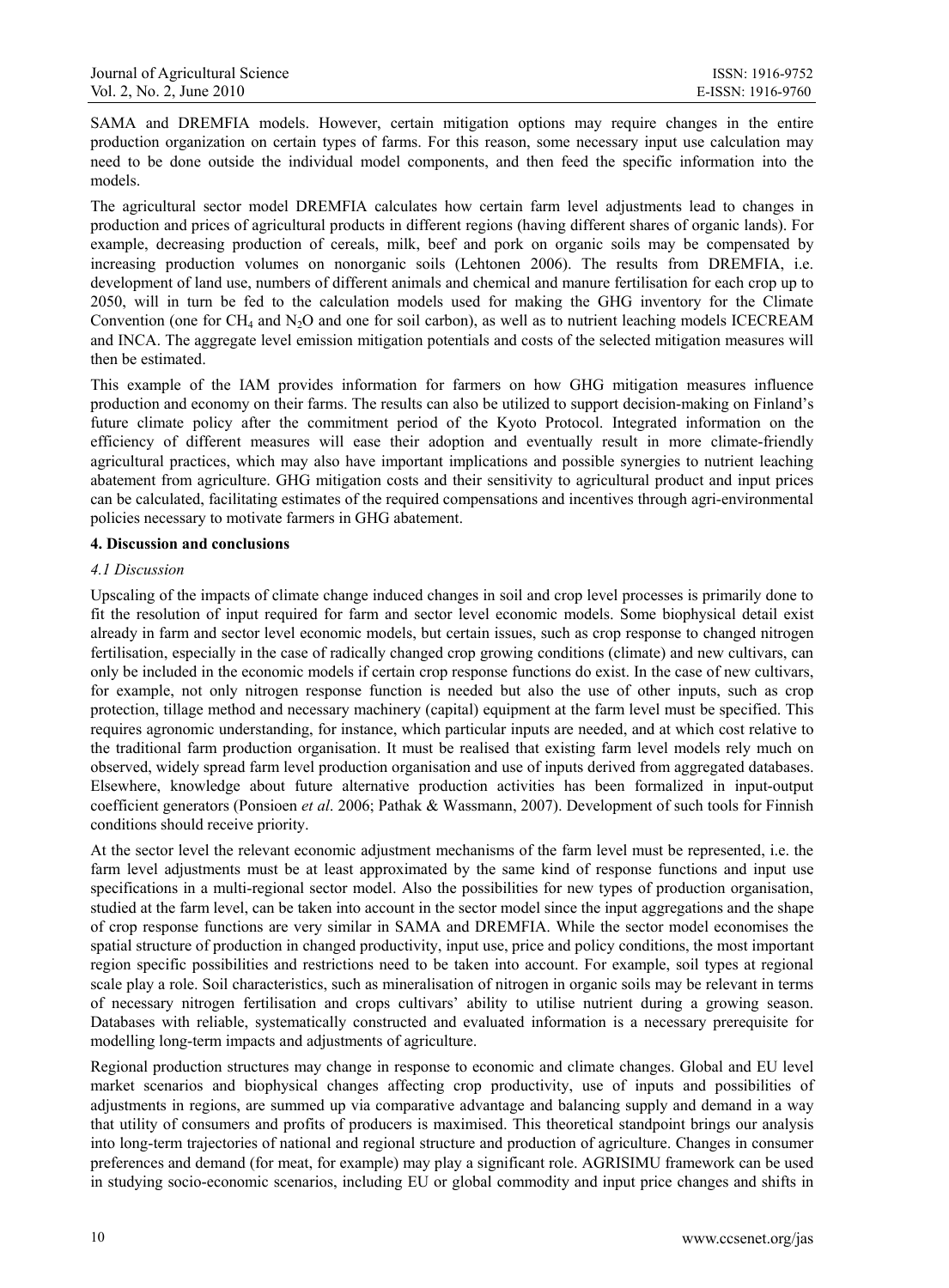SAMA and DREMFIA models. However, certain mitigation options may require changes in the entire production organization on certain types of farms. For this reason, some necessary input use calculation may need to be done outside the individual model components, and then feed the specific information into the models.

The agricultural sector model DREMFIA calculates how certain farm level adjustments lead to changes in production and prices of agricultural products in different regions (having different shares of organic lands). For example, decreasing production of cereals, milk, beef and pork on organic soils may be compensated by increasing production volumes on nonorganic soils (Lehtonen 2006). The results from DREMFIA, i.e. development of land use, numbers of different animals and chemical and manure fertilisation for each crop up to 2050, will in turn be fed to the calculation models used for making the GHG inventory for the Climate Convention (one for $CH_4$ and $N_2O$ and one for soil carbon), as well as to nutrient leaching models ICECREAM and INCA. The aggregate level emission mitigation potentials and costs of the selected mitigation measures will then be estimated.

This example of the IAM provides information for farmers on how GHG mitigation measures influence production and economy on their farms. The results can also be utilized to support decision-making on Finland's future climate policy after the commitment period of the Kyoto Protocol. Integrated information on the efficiency of different measures will ease their adoption and eventually result in more climate-friendly agricultural practices, which may also have important implications and possible synergies to nutrient leaching abatement from agriculture. GHG mitigation costs and their sensitivity to agricultural product and input prices can be calculated, facilitating estimates of the required compensations and incentives through agri-environmental policies necessary to motivate farmers in GHG abatement.

## 4. Discussion and conclusions

### *4.1 Discussion*

Upscaling of the impacts of climate change induced changes in soil and crop level processes is primarily done to fit the resolution of input required for farm and sector level economic models. Some biophysical detail exist already in farm and sector level economic models, but certain issues, such as crop response to changed nitrogen fertilisation, especially in the case of radically changed crop growing conditions (climate) and new cultivars, can only be included in the economic models if certain crop response functions do exist. In the case of new cultivars, for example, not only nitrogen response function is needed but also the use of other inputs, such as crop protection, tillage method and necessary machinery (capital) equipment at the farm level must be specified. This requires agronomic understanding, for instance, which particular inputs are needed, and at which cost relative to the traditional farm production organisation. It must be realised that existing farm level models rely much on observed, widely spread farm level production organisation and use of inputs derived from aggregated databases. Elsewhere, knowledge about future alternative production activities has been formalized in input-output coefficient generators (Ponsioen *et al*. 2006; Pathak & Wassmann, 2007). Development of such tools for Finnish conditions should receive priority.

At the sector level the relevant economic adjustment mechanisms of the farm level must be represented, i.e. the farm level adjustments must be at least approximated by the same kind of response functions and input use specifications in a multi-regional sector model. Also the possibilities for new types of production organisation, studied at the farm level, can be taken into account in the sector model since the input aggregations and the shape of crop response functions are very similar in SAMA and DREMFIA. While the sector model economises the spatial structure of production in changed productivity, input use, price and policy conditions, the most important region specific possibilities and restrictions need to be taken into account. For example, soil types at regional scale play a role. Soil characteristics, such as mineralisation of nitrogen in organic soils may be relevant in terms of necessary nitrogen fertilisation and crops cultivars' ability to utilise nutrient during a growing season. Databases with reliable, systematically constructed and evaluated information is a necessary prerequisite for modelling long-term impacts and adjustments of agriculture.

Regional production structures may change in response to economic and climate changes. Global and EU level market scenarios and biophysical changes affecting crop productivity, use of inputs and possibilities of adjustments in regions, are summed up via comparative advantage and balancing supply and demand in a way that utility of consumers and profits of producers is maximised. This theoretical standpoint brings our analysis into long-term trajectories of national and regional structure and production of agriculture. Changes in consumer preferences and demand (for meat, for example) may play a significant role. AGRISIMU framework can be used in studying socio-economic scenarios, including EU or global commodity and input price changes and shifts in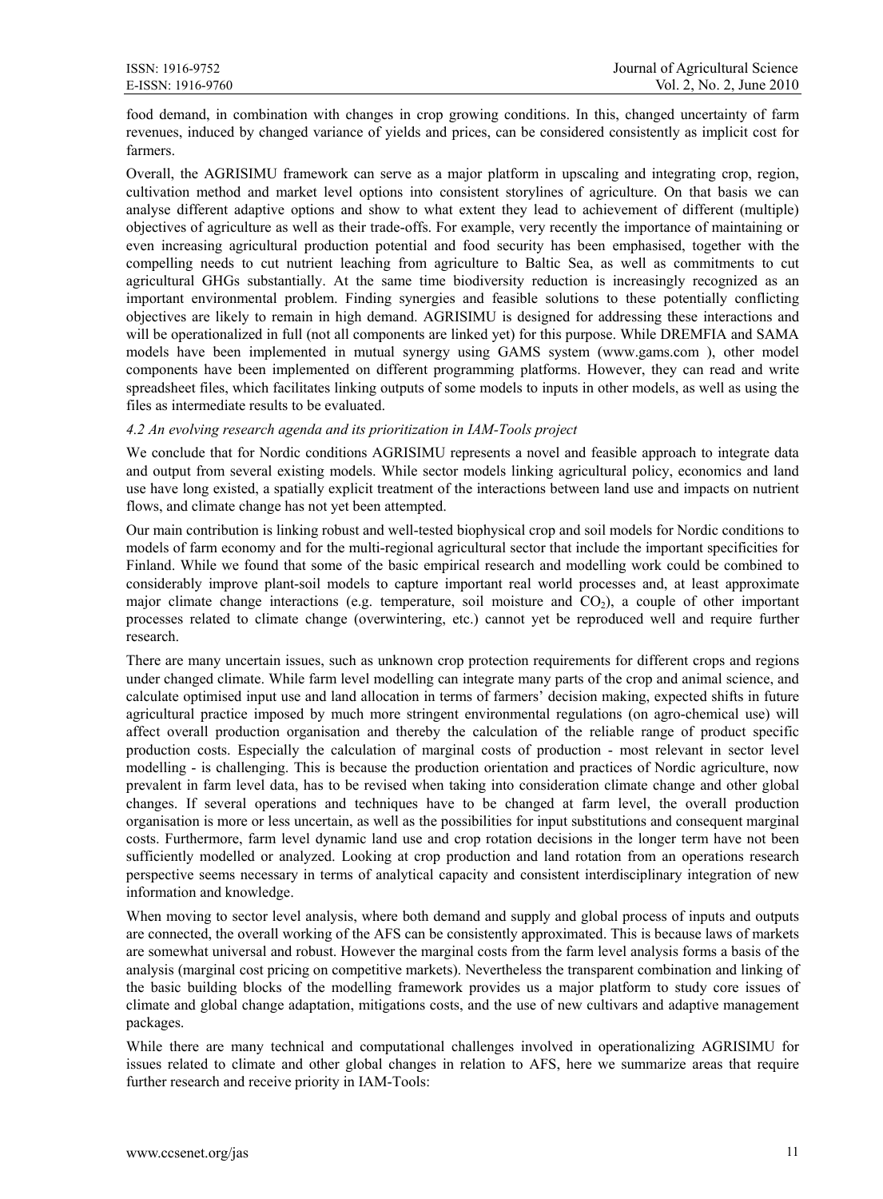food demand, in combination with changes in crop growing conditions. In this, changed uncertainty of farm revenues, induced by changed variance of yields and prices, can be considered consistently as implicit cost for farmers.

Overall, the AGRISIMU framework can serve as a major platform in upscaling and integrating crop, region, cultivation method and market level options into consistent storylines of agriculture. On that basis we can analyse different adaptive options and show to what extent they lead to achievement of different (multiple) objectives of agriculture as well as their trade-offs. For example, very recently the importance of maintaining or even increasing agricultural production potential and food security has been emphasised, together with the compelling needs to cut nutrient leaching from agriculture to Baltic Sea, as well as commitments to cut agricultural GHGs substantially. At the same time biodiversity reduction is increasingly recognized as an important environmental problem. Finding synergies and feasible solutions to these potentially conflicting objectives are likely to remain in high demand. AGRISIMU is designed for addressing these interactions and will be operationalized in full (not all components are linked yet) for this purpose. While DREMFIA and SAMA models have been implemented in mutual synergy using GAMS system (www.gams.com ), other model components have been implemented on different programming platforms. However, they can read and write spreadsheet files, which facilitates linking outputs of some models to inputs in other models, as well as using the files as intermediate results to be evaluated.

### *4.2 An evolving research agenda and its prioritization in IAM-Tools project*

We conclude that for Nordic conditions AGRISIMU represents a novel and feasible approach to integrate data and output from several existing models. While sector models linking agricultural policy, economics and land use have long existed, a spatially explicit treatment of the interactions between land use and impacts on nutrient flows, and climate change has not yet been attempted.

Our main contribution is linking robust and well-tested biophysical crop and soil models for Nordic conditions to models of farm economy and for the multi-regional agricultural sector that include the important specificities for Finland. While we found that some of the basic empirical research and modelling work could be combined to considerably improve plant-soil models to capture important real world processes and, at least approximate major climate change interactions (e.g. temperature, soil moisture and $CO_2$), a couple of other important processes related to climate change (overwintering, etc.) cannot yet be reproduced well and require further research.

There are many uncertain issues, such as unknown crop protection requirements for different crops and regions under changed climate. While farm level modelling can integrate many parts of the crop and animal science, and calculate optimised input use and land allocation in terms of farmers' decision making, expected shifts in future agricultural practice imposed by much more stringent environmental regulations (on agro-chemical use) will affect overall production organisation and thereby the calculation of the reliable range of product specific production costs. Especially the calculation of marginal costs of production - most relevant in sector level modelling - is challenging. This is because the production orientation and practices of Nordic agriculture, now prevalent in farm level data, has to be revised when taking into consideration climate change and other global changes. If several operations and techniques have to be changed at farm level, the overall production organisation is more or less uncertain, as well as the possibilities for input substitutions and consequent marginal costs. Furthermore, farm level dynamic land use and crop rotation decisions in the longer term have not been sufficiently modelled or analyzed. Looking at crop production and land rotation from an operations research perspective seems necessary in terms of analytical capacity and consistent interdisciplinary integration of new information and knowledge.

When moving to sector level analysis, where both demand and supply and global process of inputs and outputs are connected, the overall working of the AFS can be consistently approximated. This is because laws of markets are somewhat universal and robust. However the marginal costs from the farm level analysis forms a basis of the analysis (marginal cost pricing on competitive markets). Nevertheless the transparent combination and linking of the basic building blocks of the modelling framework provides us a major platform to study core issues of climate and global change adaptation, mitigations costs, and the use of new cultivars and adaptive management packages.

While there are many technical and computational challenges involved in operationalizing AGRISIMU for issues related to climate and other global changes in relation to AFS, here we summarize areas that require further research and receive priority in IAM-Tools: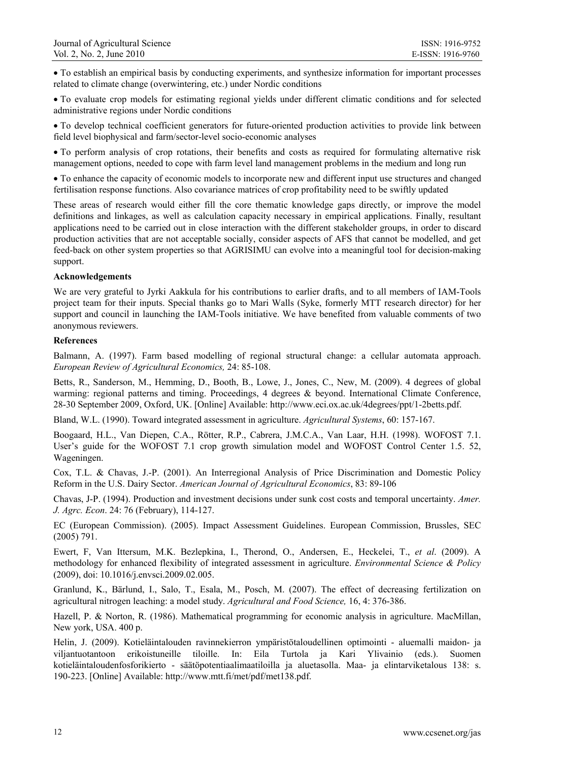- To establish an empirical basis by conducting experiments, and synthesize information for important processes related to climate change (overwintering, etc.) under Nordic conditions

- To evaluate crop models for estimating regional yields under different climatic conditions and for selected administrative regions under Nordic conditions

- To develop technical coefficient generators for future-oriented production activities to provide link between field level biophysical and farm/sector-level socio-economic analyses

- To perform analysis of crop rotations, their benefits and costs as required for formulating alternative risk management options, needed to cope with farm level land management problems in the medium and long run

- To enhance the capacity of economic models to incorporate new and different input use structures and changed fertilisation response functions. Also covariance matrices of crop profitability need to be swiftly updated

These areas of research would either fill the core thematic knowledge gaps directly, or improve the model definitions and linkages, as well as calculation capacity necessary in empirical applications. Finally, resultant applications need to be carried out in close interaction with the different stakeholder groups, in order to discard production activities that are not acceptable socially, consider aspects of AFS that cannot be modelled, and get feed-back on other system properties so that AGRISIMU can evolve into a meaningful tool for decision-making support.

**Acknowledgements**

We are very grateful to Jyrki Aakkula for his contributions to earlier drafts, and to all members of IAM-Tools project team for their inputs. Special thanks go to Mari Walls (Syke, formerly MTT research director) for her support and council in launching the IAM-Tools initiative. We have benefited from valuable comments of two anonymous reviewers.

**References**

Balmann, A. (1997). Farm based modelling of regional structural change: a cellular automata approach. *European Review of Agricultural Economics,* 24: 85-108.

Betts, R., Sanderson, M., Hemming, D., Booth, B., Lowe, J., Jones, C., New, M. (2009). 4 degrees of global warming: regional patterns and timing. Proceedings, 4 degrees & beyond. International Climate Conference, 28-30 September 2009, Oxford, UK. [Online] Available: http://www.eci.ox.ac.uk/4degrees/ppt/1-2betts.pdf.

Bland, W.L. (1990). Toward integrated assessment in agriculture. *Agricultural Systems*, 60: 157-167.

Boogaard, H.L., Van Diepen, C.A., Rötter, R.P., Cabrera, J.M.C.A., Van Laar, H.H. (1998). WOFOST 7.1. User's guide for the WOFOST 7.1 crop growth simulation model and WOFOST Control Center 1.5. 52, Wageningen.

Cox, T.L. & Chavas, J.-P. (2001). An Interregional Analysis of Price Discrimination and Domestic Policy Reform in the U.S. Dairy Sector. *American Journal of Agricultural Economics*, 83: 89-106

Chavas, J-P. (1994). Production and investment decisions under sunk cost costs and temporal uncertainty. *Amer. J. Agrc. Econ*. 24: 76 (February), 114-127.

EC (European Commission). (2005). Impact Assessment Guidelines. European Commission, Brussles, SEC (2005) 791.

Ewert, F, Van Ittersum, M.K. Bezlepkina, I., Therond, O., Andersen, E., Heckelei, T., *et al*. (2009). A methodology for enhanced flexibility of integrated assessment in agriculture. *Environmental Science & Policy* (2009), doi: 10.1016/j.envsci.2009.02.005.

Granlund, K., Bärlund, I., Salo, T., Esala, M., Posch, M. (2007). The effect of decreasing fertilization on agricultural nitrogen leaching: a model study. *Agricultural and Food Science,* 16, 4: 376-386.

Hazell, P. & Norton, R. (1986). Mathematical programming for economic analysis in agriculture. MacMillan, New york, USA. 400 p.

Helin, J. (2009). Kotieläintalouden ravinnekierron ympäristötaloudellinen optimointi - aluemalli maidon- ja viljantuotantoon erikoistuneille tiloille. In: Eila Turtola ja Kari Ylivainio (eds.). Suomen kotieläintaloudenfosforikierto - säätöpotentiaalimaatiloilla ja aluetasolla. Maa- ja elintarviketalous 138: s. 190-223. [Online] Available: http://www.mtt.fi/met/pdf/met138.pdf.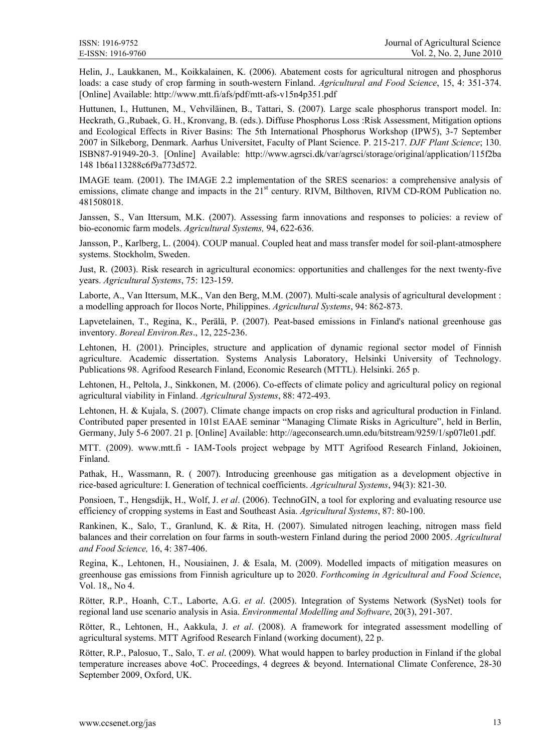Helin, J., Laukkanen, M., Koikkalainen, K. (2006). Abatement costs for agricultural nitrogen and phosphorus loads: a case study of crop farming in south-western Finland. *Agricultural and Food Science*, 15, 4: 351-374. [Online] Available: http://www.mtt.fi/afs/pdf/mtt-afs-v15n4p351.pdf

Huttunen, I., Huttunen, M., Vehviläinen, B., Tattari, S. (2007). Large scale phosphorus transport model. In: Heckrath, G.,Rubaek, G. H., Kronvang, B. (eds.). Diffuse Phosphorus Loss :Risk Assessment, Mitigation options and Ecological Effects in River Basins: The 5th International Phosphorus Workshop (IPW5), 3-7 September 2007 in Silkeborg, Denmark. Aarhus Universitet, Faculty of Plant Science. P. 215-217. *DJF Plant Science*; 130. ISBN87-91949-20-3. [Online] Available: http://www.agrsci.dk/var/agrsci/storage/original/application/115f2ba148 1b6a113288c6f9a773d572.

IMAGE team. (2001). The IMAGE 2.2 implementation of the SRES scenarios: a comprehensive analysis of emissions, climate change and impacts in the 21st century. RIVM, Bilthoven, RIVM CD-ROM Publication no. 481508018.

Janssen, S., Van Ittersum, M.K. (2007). Assessing farm innovations and responses to policies: a review of bio-economic farm models. *Agricultural Systems,* 94, 622-636.

Jansson, P., Karlberg, L. (2004). COUP manual. Coupled heat and mass transfer model for soil-plant-atmosphere systems. Stockholm, Sweden.

Just, R. (2003). Risk research in agricultural economics: opportunities and challenges for the next twenty-five years. *Agricultural Systems*, 75: 123-159.

Laborte, A., Van Ittersum, M.K., Van den Berg, M.M. (2007). Multi-scale analysis of agricultural development : a modelling approach for Ilocos Norte, Philippines. *Agricultural Systems*, 94: 862-873.

Lapvetelainen, T., Regina, K., Perälä, P. (2007). Peat-based emissions in Finland's national greenhouse gas inventory. *Boreal Environ.Res*., 12, 225-236.

Lehtonen, H. (2001). Principles, structure and application of dynamic regional sector model of Finnish agriculture. Academic dissertation. Systems Analysis Laboratory, Helsinki University of Technology. Publications 98. Agrifood Research Finland, Economic Research (MTTL). Helsinki. 265 p.

Lehtonen, H., Peltola, J., Sinkkonen, M. (2006). Co-effects of climate policy and agricultural policy on regional agricultural viability in Finland. *Agricultural Systems*, 88: 472-493.

Lehtonen, H. & Kujala, S. (2007). Climate change impacts on crop risks and agricultural production in Finland. Contributed paper presented in 101st EAAE seminar "Managing Climate Risks in Agriculture", held in Berlin, Germany, July 5-6 2007. 21 p. [Online] Available: http://ageconsearch.umn.edu/bitstream/9259/1/sp07le01.pdf.

MTT. (2009). www.mtt.fi - IAM-Tools project webpage by MTT Agrifood Research Finland, Jokioinen, Finland.

Pathak, H., Wassmann, R. ( 2007). Introducing greenhouse gas mitigation as a development objective in rice-based agriculture: I. Generation of technical coefficients. *Agricultural Systems*, 94(3): 821-30.

Ponsioen, T., Hengsdijk, H., Wolf, J. *et al*. (2006). TechnoGIN, a tool for exploring and evaluating resource use efficiency of cropping systems in East and Southeast Asia. *Agricultural Systems*, 87: 80-100.

Rankinen, K., Salo, T., Granlund, K. & Rita, H. (2007). Simulated nitrogen leaching, nitrogen mass field balances and their correlation on four farms in south-western Finland during the period 2000 2005. *Agricultural and Food Science,* 16, 4: 387-406.

Regina, K., Lehtonen, H., Nousiainen, J. & Esala, M. (2009). Modelled impacts of mitigation measures on greenhouse gas emissions from Finnish agriculture up to 2020. *Forthcoming in Agricultural and Food Science*, Vol. 18,, No 4.

Rötter, R.P., Hoanh, C.T., Laborte, A.G. *et al*. (2005). Integration of Systems Network (SysNet) tools for regional land use scenario analysis in Asia. *Environmental Modelling and Software*, 20(3), 291-307.

Rötter, R., Lehtonen, H., Aakkula, J. *et al*. (2008). A framework for integrated assessment modelling of agricultural systems. MTT Agrifood Research Finland (working document), 22 p.

Rötter, R.P., Palosuo, T., Salo, T. *et al*. (2009). What would happen to barley production in Finland if the global temperature increases above 4oC. Proceedings, 4 degrees & beyond. International Climate Conference, 28-30 September 2009, Oxford, UK.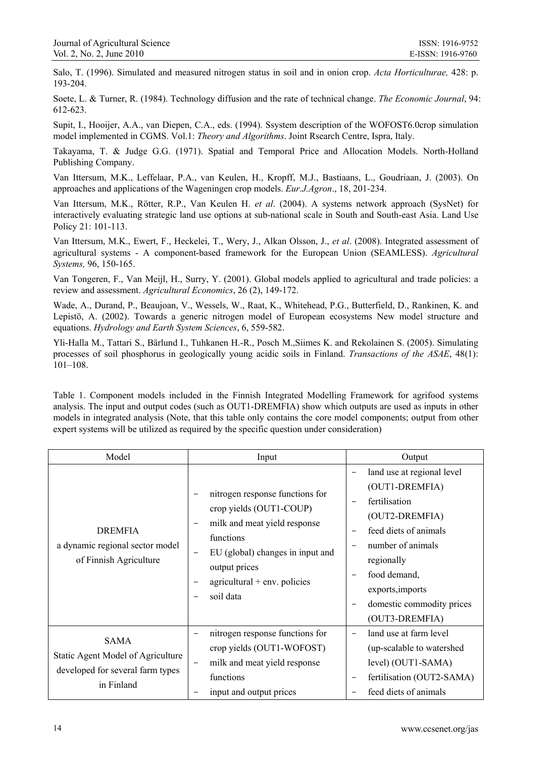Salo, T. (1996). Simulated and measured nitrogen status in soil and in onion crop. *Acta Horticulturae,* 428: p. 193-204.

Soete, L. & Turner, R. (1984). Technology diffusion and the rate of technical change. *The Economic Journal*, 94: 612-623.

Supit, I., Hooijer, A.A., van Diepen, C.A., eds. (1994). Ssystem description of the WOFOST6.0crop simulation model implemented in CGMS. Vol.1: *Theory and Algorithms*. Joint Rsearch Centre, Ispra, Italy.

Takayama, T. & Judge G.G. (1971). Spatial and Temporal Price and Allocation Models. North-Holland Publishing Company.

Van Ittersum, M.K., Leffelaar, P.A., van Keulen, H., Kropff, M.J., Bastiaans, L., Goudriaan, J. (2003). On approaches and applications of the Wageningen crop models. *Eur.J.Agron*., 18, 201-234.

Van Ittersum, M.K., Rötter, R.P., Van Keulen H. *et al*. (2004). A systems network approach (SysNet) for interactively evaluating strategic land use options at sub-national scale in South and South-east Asia. Land Use Policy 21: 101-113.

Van Ittersum, M.K., Ewert, F., Heckelei, T., Wery, J., Alkan Olsson, J., *et al*. (2008). Integrated assessment of agricultural systems - A component-based framework for the European Union (SEAMLESS). *Agricultural Systems,* 96, 150-165.

Van Tongeren, F., Van Meijl, H., Surry, Y. (2001). Global models applied to agricultural and trade policies: a review and assessment. *Agricultural Economics*, 26 (2), 149-172.

Wade, A., Durand, P., Beaujoan, V., Wessels, W., Raat, K., Whitehead, P.G., Butterfield, D., Rankinen, K. and Lepistö, A. (2002). Towards a generic nitrogen model of European ecosystems New model structure and equations. *Hydrology and Earth System Sciences*, 6, 559-582.

Yli-Halla M., Tattari S., Bärlund I., Tuhkanen H.-R., Posch M.,Siimes K. and Rekolainen S. (2005). Simulating processes of soil phosphorus in geologically young acidic soils in Finland. *Transactions of the ASAE*, 48(1): 101–108.

Table 1. Component models included in the Finnish Integrated Modelling Framework for agrifood systems analysis. The input and output codes (such as OUT1-DREMFIA) show which outputs are used as inputs in other models in integrated analysis (Note, that this table only contains the core model components; output from other expert systems will be utilized as required by the specific question under consideration)

| Model | Input | Output |
|---|---|---|
| DREMFIA<br>a dynamic regional sector model of Finnish Agriculture | – nitrogen response functions for crop yields (OUT1-COUP)<br>– milk and meat yield response functions<br>– EU (global) changes in input and output prices<br>– agricultural + env. policies<br>– soil data | – land use at regional level (OUT1-DREMFIA)<br>– fertilisation (OUT2-DREMFIA)<br>– feed diets of animals<br>– number of animals regionally<br>– food demand, exports,imports<br>– domestic commodity prices (OUT3-DREMFIA) |
| SAMA<br>Static Agent Model of Agriculture developed for several farm types in Finland | – nitrogen response functions for crop yields (OUT1-WOFOST)<br>– milk and meat yield response functions<br>– input and output prices | – land use at farm level (up-scalable to watershed level) (OUT1-SAMA)<br>– fertilisation (OUT2-SAMA)<br>– feed diets of animals |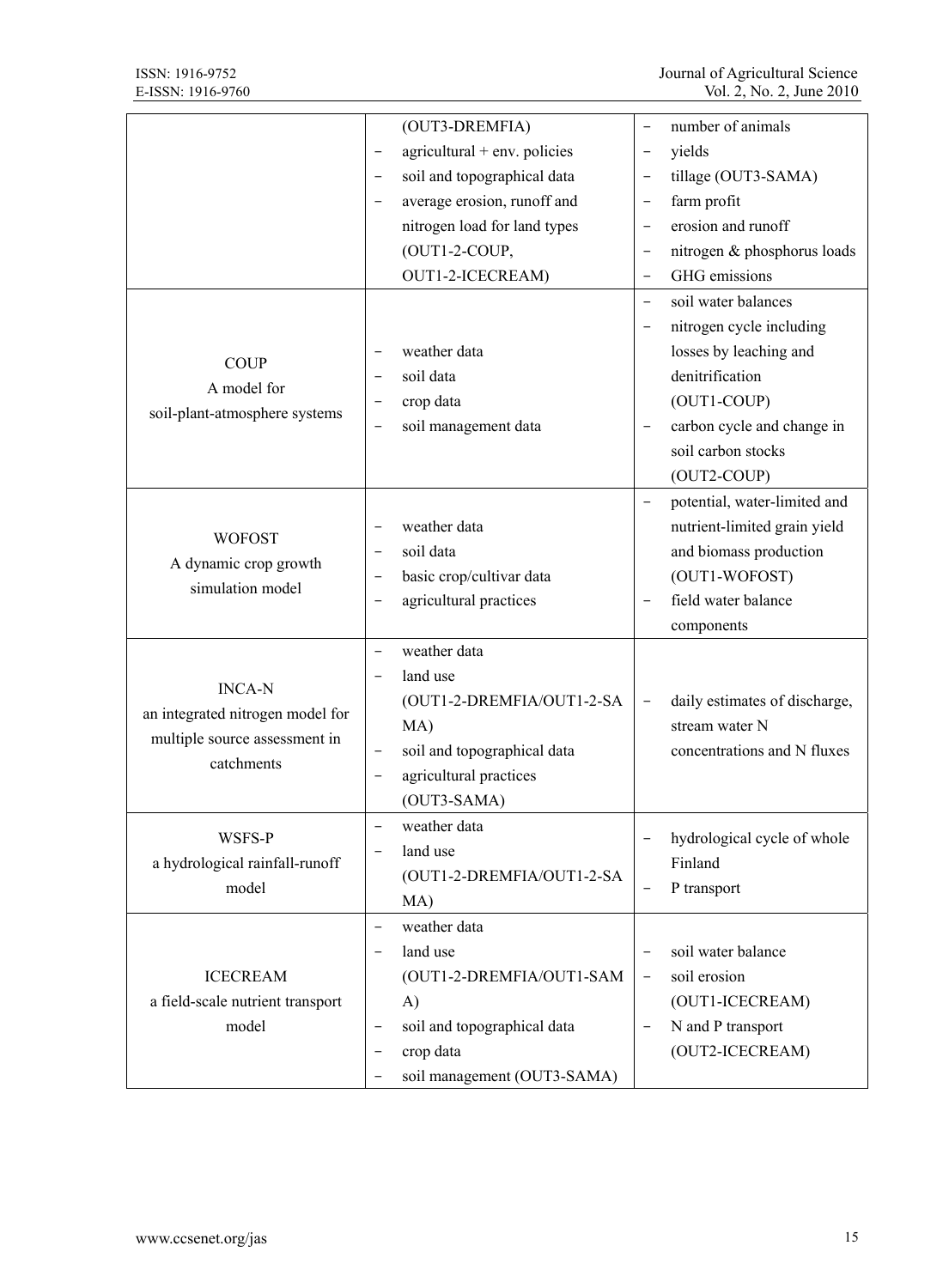| | | |
|---|---|---|
| | (OUT3-DREMFIA)<br>− agricultural + env. policies<br>− soil and topographical data<br>− average erosion, runoff and nitrogen load for land types (OUT1-2-COUP, OUT1-2-ICECREAM) | − number of animals<br>− yields<br>− tillage (OUT3-SAMA)<br>− farm profit<br>− erosion and runoff<br>− nitrogen & phosphorus loads<br>− GHG emissions |
| COUP<br>A model for soil-plant-atmosphere systems | − weather data<br>− soil data<br>− crop data<br>− soil management data | − soil water balances<br>− nitrogen cycle including losses by leaching and denitrification (OUT1-COUP)<br>− carbon cycle and change in soil carbon stocks (OUT2-COUP) |
| WOFOST<br>A dynamic crop growth simulation model | − weather data<br>− soil data<br>− basic crop/cultivar data<br>− agricultural practices | − potential, water-limited and nutrient-limited grain yield and biomass production (OUT1-WOFOST)<br>− field water balance components |
| INCA-N<br>an integrated nitrogen model for multiple source assessment in catchments | − weather data<br>− land use (OUT1-2-DREMFIA/OUT1-2-SAMA)<br>− soil and topographical data<br>− agricultural practices (OUT3-SAMA) | − daily estimates of discharge, stream water N concentrations and N fluxes |
| WSFS-P<br>a hydrological rainfall-runoff model | − weather data<br>− land use (OUT1-2-DREMFIA/OUT1-2-SAMA) | − hydrological cycle of whole Finland<br>− P transport |
| ICECREAM<br>a field-scale nutrient transport model | − weather data<br>− land use (OUT1-2-DREMFIA/OUT1-SAMA)<br>− soil and topographical data<br>− crop data<br>− soil management (OUT3-SAMA) | − soil water balance<br>− soil erosion (OUT1-ICECREAM)<br>− N and P transport (OUT2-ICECREAM) |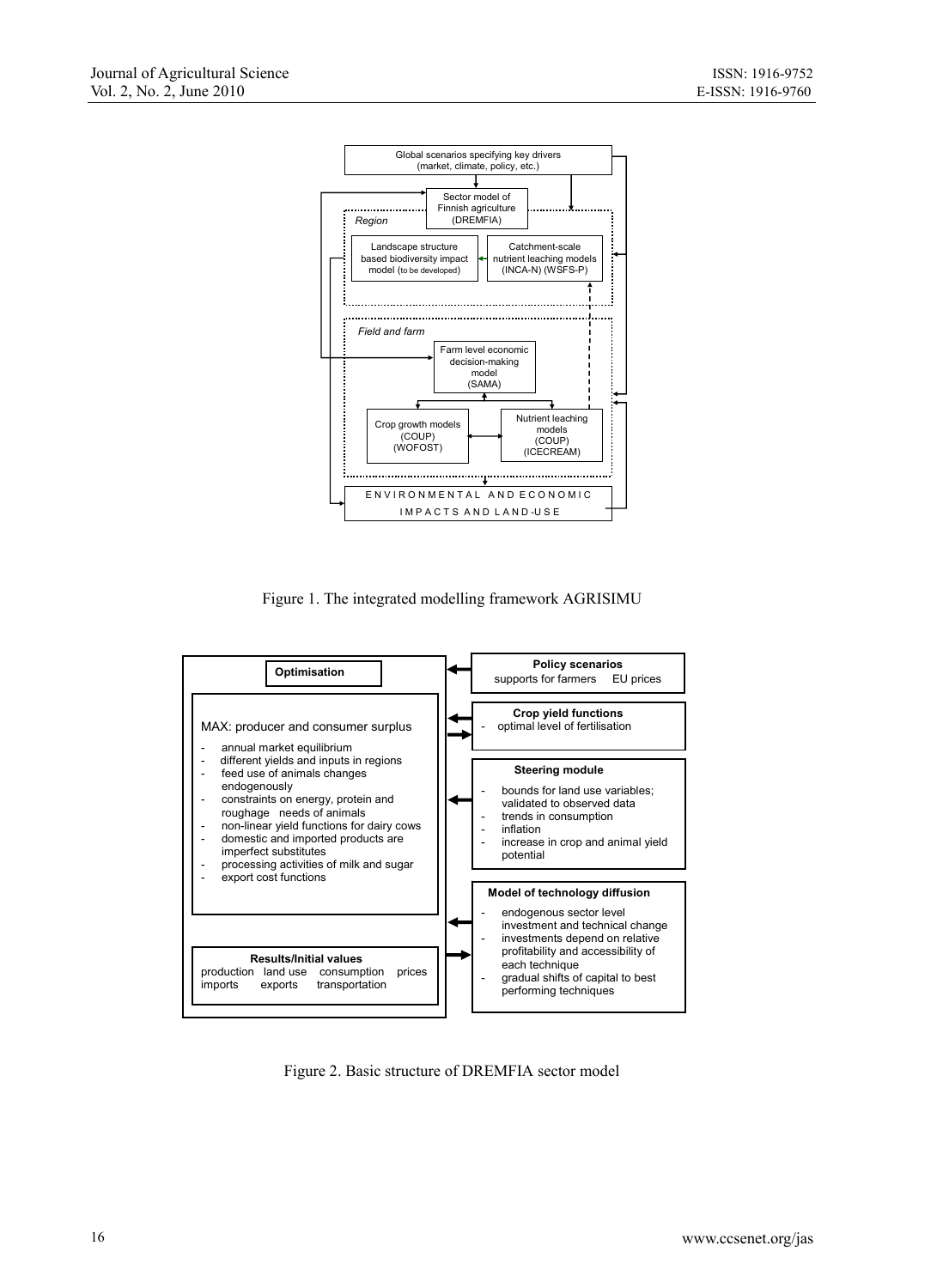Global scenarios specifying key drivers (market, climate, policy, etc.)

Sector model of Finnish agriculture (DREMFIA)

Region

Landscape structure based biodiversity impact model (to be developed)

Catchment-scale nutrient leaching models (INCA-N) (WSFS-P)

Field and farm

Farm level economic decision-making model (SAMA)

Crop growth models (COUP) (WOFOST)

Nutrient leaching models (COUP) (ICECREAM)

ENVIRONMENTAL AND ECONOMIC IMPACTS AND LAND-USE

Figure 1. The integrated modelling framework AGRISIMU

Optimisation

MAX: producer and consumer surplus

- annual market equilibrium
- different yields and inputs in regions
- feed use of animals changes endogenously
- constraints on energy, protein and roughage needs of animals
- non-linear yield functions for dairy cows
- domestic and imported products are imperfect substitutes
- processing activities of milk and sugar
- export cost functions

Results/Initial values

production land use consumption prices imports exports transportation

Policy scenarios

supports for farmers EU prices

Crop yield functions

- optimal level of fertilisation

Steering module

- bounds for land use variables; validated to observed data
- trends in consumption
- inflation
- increase in crop and animal yield potential

Model of technology diffusion

- endogenous sector level investment and technical change
- investments depend on relative profitability and accessibility of each technique
- gradual shifts of capital to best performing techniques

Figure 2. Basic structure of DREMFIA sector model